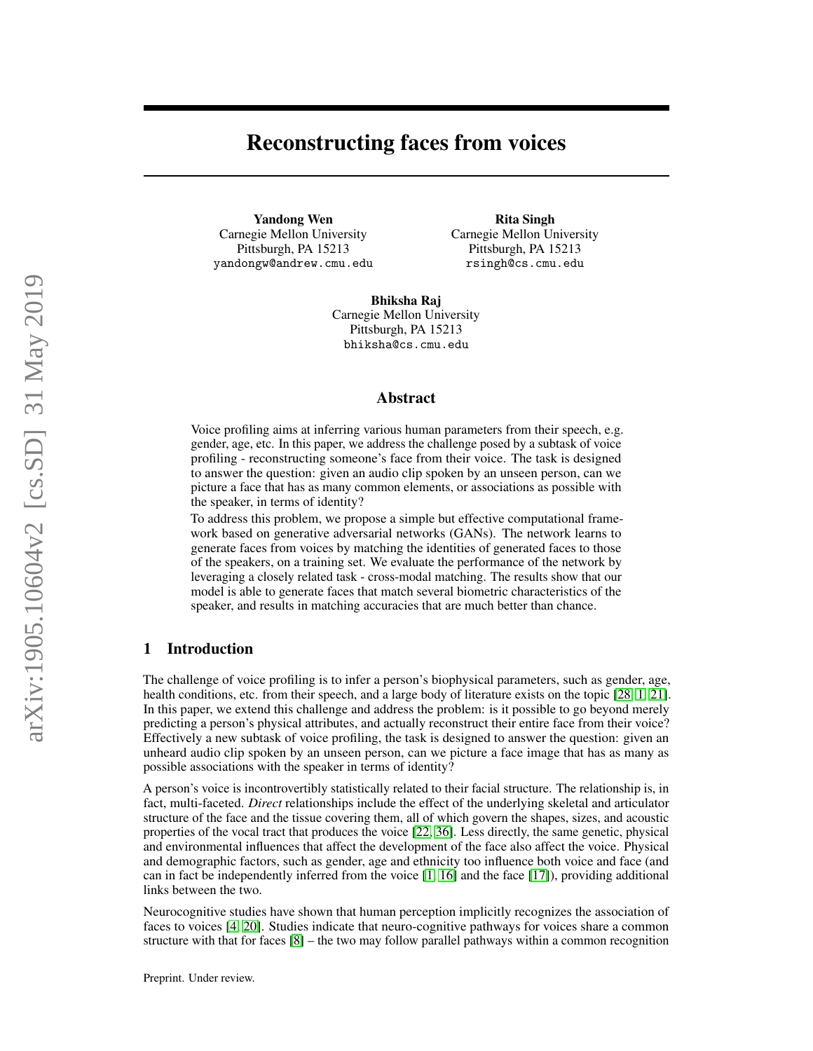# Reconstructing faces from voices

**Yandong Wen**
Carnegie Mellon University
Pittsburgh, PA 15213
yandongw@andrew.cmu.edu

**Rita Singh**
Carnegie Mellon University
Pittsburgh, PA 15213
rsingh@cs.cmu.edu

**Bhiksha Raj**
Carnegie Mellon University
Pittsburgh, PA 15213
bhiksha@cs.cmu.edu

## Abstract

Voice profiling aims at inferring various human parameters from their speech, e.g. gender, age, etc. In this paper, we address the challenge posed by a subtask of voice profiling - reconstructing someone's face from their voice. The task is designed to answer the question: given an audio clip spoken by an unseen person, can we picture a face that has as many common elements, or associations as possible with the speaker, in terms of identity?

To address this problem, we propose a simple but effective computational framework based on generative adversarial networks (GANs). The network learns to generate faces from voices by matching the identities of generated faces to those of the speakers, on a training set. We evaluate the performance of the network by leveraging a closely related task - cross-modal matching. The results show that our model is able to generate faces that match several biometric characteristics of the speaker, and results in matching accuracies that are much better than chance.

## 1 Introduction

The challenge of voice profiling is to infer a person's biophysical parameters, such as gender, age, health conditions, etc. from their speech, and a large body of literature exists on the topic [28, 1, 21]. In this paper, we extend this challenge and address the problem: is it possible to go beyond merely predicting a person's physical attributes, and actually reconstruct their entire face from their voice? Effectively a new subtask of voice profiling, the task is designed to answer the question: given an unheard audio clip spoken by an unseen person, can we picture a face image that has as many possible associations with the speaker in terms of identity?

A person's voice is incontrovertibly statistically related to their facial structure. The relationship is, in fact, multi-faceted. *Direct* relationships include the effect of the underlying skeletal and articulator structure of the face and the tissue covering them, all of which govern the shapes, sizes, and acoustic properties of the vocal tract that produces the voice [22, 36]. Less directly, the same genetic, physical and environmental influences that affect the development of the face also affect the voice. Physical and demographic factors, such as gender, age and ethnicity too influence both voice and face (and can in fact be independently inferred from the voice [1, 16] and the face [17]), providing additional links between the two.

Neurocognitive studies have shown that human perception implicitly recognizes the association of faces to voices [4, 20]. Studies indicate that neuro-cognitive pathways for voices share a common structure with that for faces [8] – the two may follow parallel pathways within a common recognition

Preprint. Under review.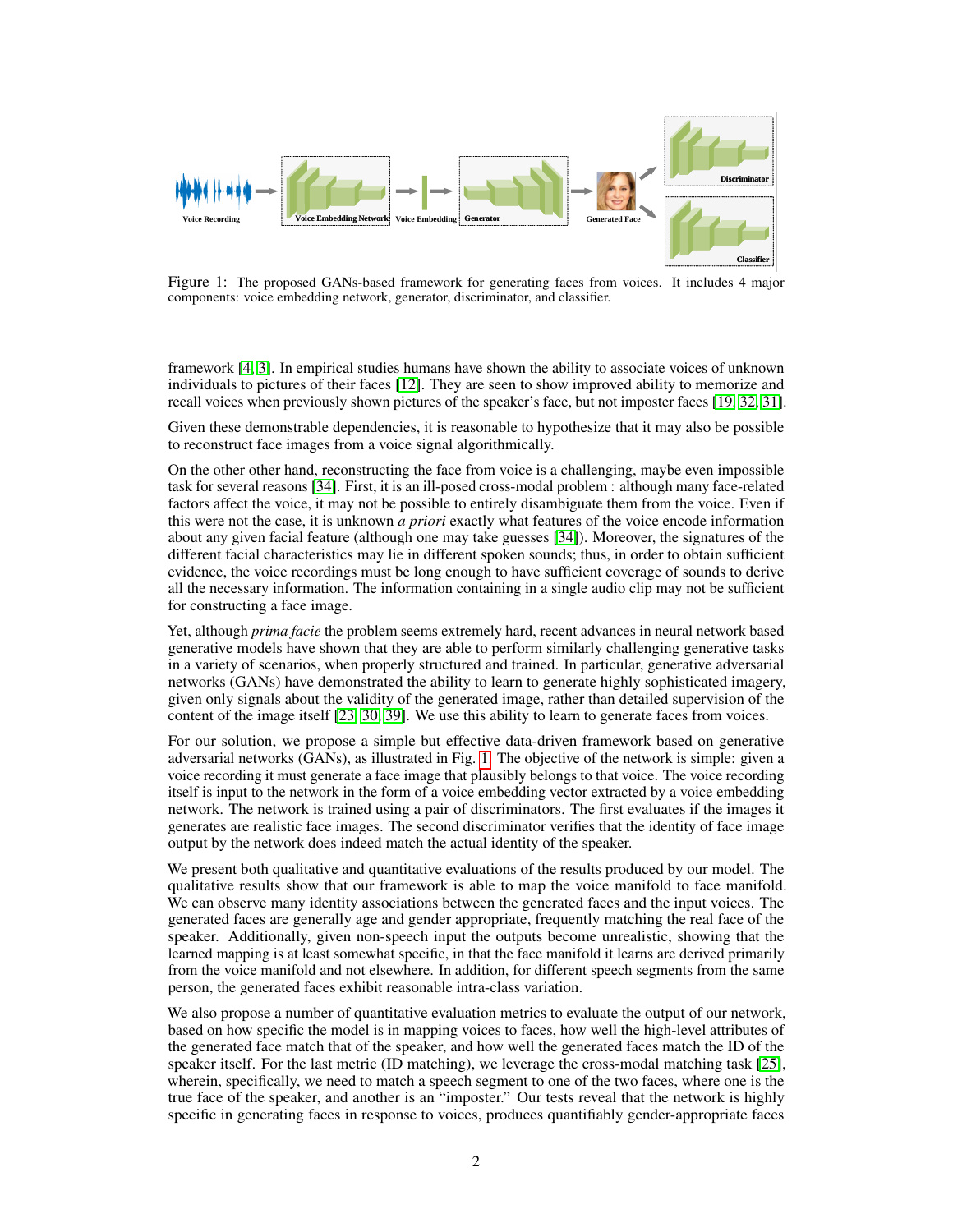Figure 1: The proposed GANs-based framework for generating faces from voices. It includes 4 major components: voice embedding network, generator, discriminator, and classifier.

framework [4, 3]. In empirical studies humans have shown the ability to associate voices of unknown individuals to pictures of their faces [12]. They are seen to show improved ability to memorize and recall voices when previously shown pictures of the speaker's face, but not imposter faces [19, 32, 31].

Given these demonstrable dependencies, it is reasonable to hypothesize that it may also be possible to reconstruct face images from a voice signal algorithmically.

On the other other hand, reconstructing the face from voice is a challenging, maybe even impossible task for several reasons [34]. First, it is an ill-posed cross-modal problem : although many face-related factors affect the voice, it may not be possible to entirely disambiguate them from the voice. Even if this were not the case, it is unknown *a priori* exactly what features of the voice encode information about any given facial feature (although one may take guesses [34]). Moreover, the signatures of the different facial characteristics may lie in different spoken sounds; thus, in order to obtain sufficient evidence, the voice recordings must be long enough to have sufficient coverage of sounds to derive all the necessary information. The information containing in a single audio clip may not be sufficient for constructing a face image.

Yet, although *prima facie* the problem seems extremely hard, recent advances in neural network based generative models have shown that they are able to perform similarly challenging generative tasks in a variety of scenarios, when properly structured and trained. In particular, generative adversarial networks (GANs) have demonstrated the ability to learn to generate highly sophisticated imagery, given only signals about the validity of the generated image, rather than detailed supervision of the content of the image itself [23, 30, 39]. We use this ability to learn to generate faces from voices.

For our solution, we propose a simple but effective data-driven framework based on generative adversarial networks (GANs), as illustrated in Fig. 1. The objective of the network is simple: given a voice recording it must generate a face image that plausibly belongs to that voice. The voice recording itself is input to the network in the form of a voice embedding vector extracted by a voice embedding network. The network is trained using a pair of discriminators. The first evaluates if the images it generates are realistic face images. The second discriminator verifies that the identity of face image output by the network does indeed match the actual identity of the speaker.

We present both qualitative and quantitative evaluations of the results produced by our model. The qualitative results show that our framework is able to map the voice manifold to face manifold. We can observe many identity associations between the generated faces and the input voices. The generated faces are generally age and gender appropriate, frequently matching the real face of the speaker. Additionally, given non-speech input the outputs become unrealistic, showing that the learned mapping is at least somewhat specific, in that the face manifold it learns are derived primarily from the voice manifold and not elsewhere. In addition, for different speech segments from the same person, the generated faces exhibit reasonable intra-class variation.

We also propose a number of quantitative evaluation metrics to evaluate the output of our network, based on how specific the model is in mapping voices to faces, how well the high-level attributes of the generated face match that of the speaker, and how well the generated faces match the ID of the speaker itself. For the last metric (ID matching), we leverage the cross-modal matching task [25], wherein, specifically, we need to match a speech segment to one of the two faces, where one is the true face of the speaker, and another is an "imposter." Our tests reveal that the network is highly specific in generating faces in response to voices, produces quantifiably gender-appropriate faces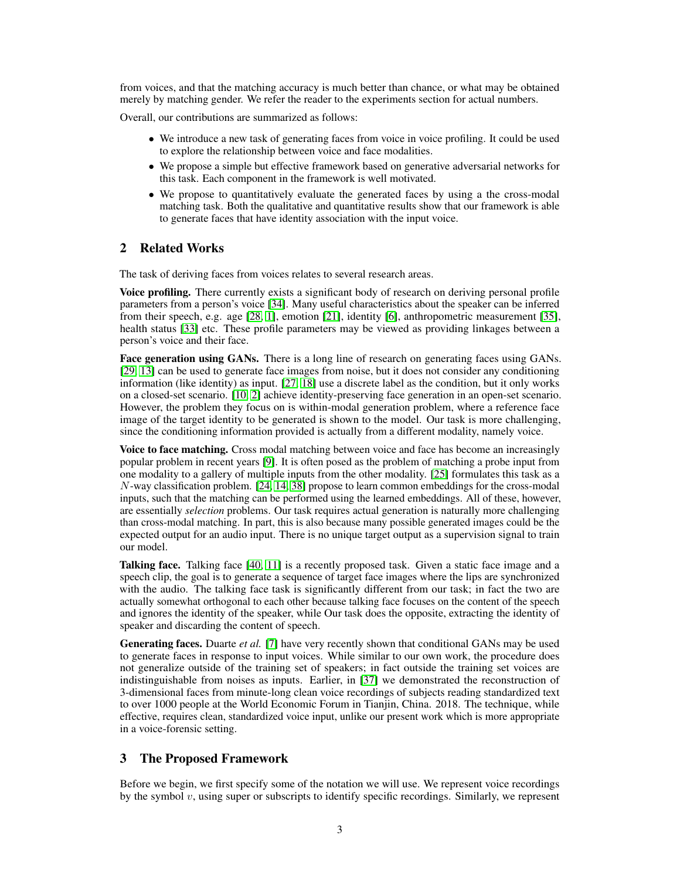from voices, and that the matching accuracy is much better than chance, or what may be obtained merely by matching gender. We refer the reader to the experiments section for actual numbers.

Overall, our contributions are summarized as follows:

- We introduce a new task of generating faces from voice in voice profiling. It could be used to explore the relationship between voice and face modalities.
- We propose a simple but effective framework based on generative adversarial networks for this task. Each component in the framework is well motivated.
- We propose to quantitatively evaluate the generated faces by using a the cross-modal matching task. Both the qualitative and quantitative results show that our framework is able to generate faces that have identity association with the input voice.

## 2 Related Works

The task of deriving faces from voices relates to several research areas.

**Voice profiling.** There currently exists a significant body of research on deriving personal profile parameters from a person's voice [34]. Many useful characteristics about the speaker can be inferred from their speech, e.g. age [28, 1], emotion [21], identity [6], anthropometric measurement [35], health status [33] etc. These profile parameters may be viewed as providing linkages between a person's voice and their face.

**Face generation using GANs.** There is a long line of research on generating faces using GANs. [29, 13] can be used to generate face images from noise, but it does not consider any conditioning information (like identity) as input. [27, 18] use a discrete label as the condition, but it only works on a closed-set scenario. [10, 2] achieve identity-preserving face generation in an open-set scenario. However, the problem they focus on is within-modal generation problem, where a reference face image of the target identity to be generated is shown to the model. Our task is more challenging, since the conditioning information provided is actually from a different modality, namely voice.

**Voice to face matching.** Cross modal matching between voice and face has become an increasingly popular problem in recent years [9]. It is often posed as the problem of matching a probe input from one modality to a gallery of multiple inputs from the other modality. [25] formulates this task as a $N$-way classification problem. [24, 14, 38] propose to learn common embeddings for the cross-modal inputs, such that the matching can be performed using the learned embeddings. All of these, however, are essentially *selection* problems. Our task requires actual generation is naturally more challenging than cross-modal matching. In part, this is also because many possible generated images could be the expected output for an audio input. There is no unique target output as a supervision signal to train our model.

**Talking face.** Talking face [40, 11] is a recently proposed task. Given a static face image and a speech clip, the goal is to generate a sequence of target face images where the lips are synchronized with the audio. The talking face task is significantly different from our task; in fact the two are actually somewhat orthogonal to each other because talking face focuses on the content of the speech and ignores the identity of the speaker, while Our task does the opposite, extracting the identity of speaker and discarding the content of speech.

**Generating faces.** Duarte *et al.* [7] have very recently shown that conditional GANs may be used to generate faces in response to input voices. While similar to our own work, the procedure does not generalize outside of the training set of speakers; in fact outside the training set voices are indistinguishable from noises as inputs. Earlier, in [37] we demonstrated the reconstruction of 3-dimensional faces from minute-long clean voice recordings of subjects reading standardized text to over 1000 people at the World Economic Forum in Tianjin, China. 2018. The technique, while effective, requires clean, standardized voice input, unlike our present work which is more appropriate in a voice-forensic setting.

## 3 The Proposed Framework

Before we begin, we first specify some of the notation we will use. We represent voice recordings by the symbol $v$, using super or subscripts to identify specific recordings. Similarly, we represent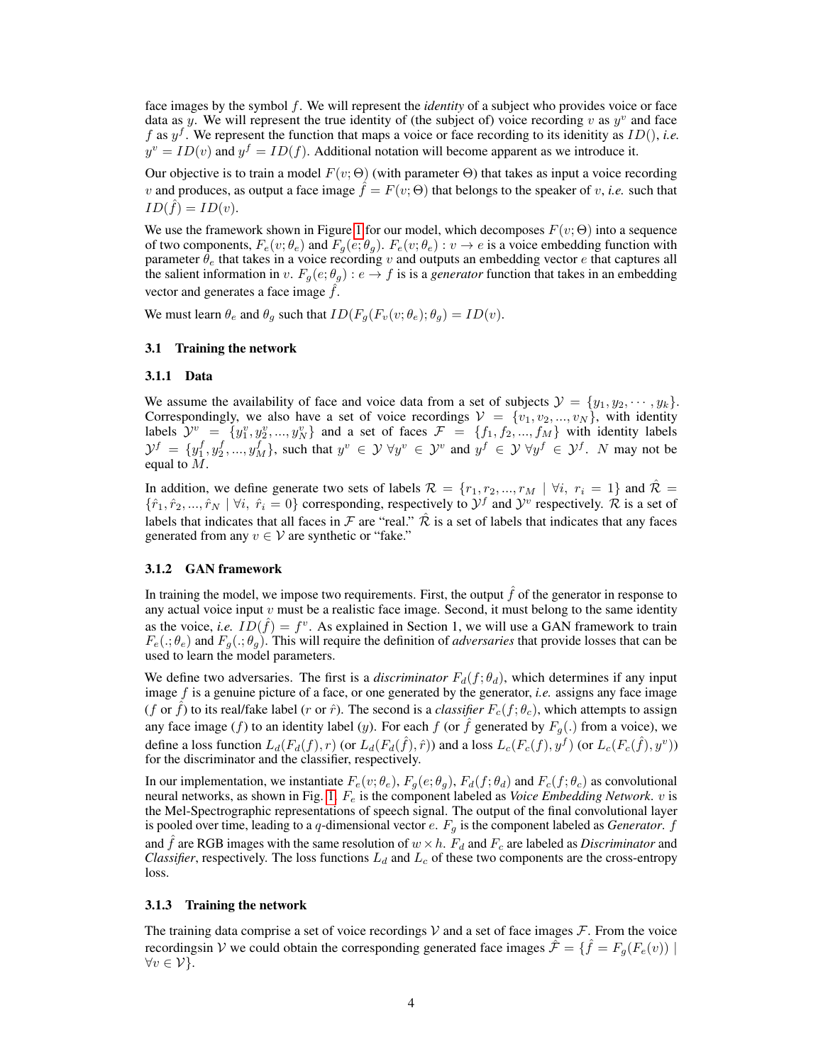face images by the symbol $f$. We will represent the *identity* of a subject who provides voice or face data as $y$. We will represent the true identity of (the subject of) voice recording $v$ as $y^v$ and face $f$ as $y^f$. We represent the function that maps a voice or face recording to its idenitity as $ID()$, *i.e.* $y^v = ID(v)$ and $y^f = ID(f)$. Additional notation will become apparent as we introduce it.

Our objective is to train a model $F(v; \Theta)$ (with parameter $\Theta$) that takes as input a voice recording $v$ and produces, as output a face image $\hat{f} = F(v; \Theta)$ that belongs to the speaker of $v$, *i.e.* such that $ID(\hat{f}) = ID(v)$.

We use the framework shown in Figure 1 for our model, which decomposes $F(v; \Theta)$ into a sequence of two components, $F_e(v; \theta_e)$ and $F_g(e; \theta_g)$. $F_e(v; \theta_e) : v \rightarrow e$ is a voice embedding function with parameter $\theta_e$ that takes in a voice recording $v$ and outputs an embedding vector $e$ that captures all the salient information in $v$. $F_g(e; \theta_g) : e \rightarrow f$ is is a *generator* function that takes in an embedding vector and generates a face image $\hat{f}$.

We must learn $\theta_e$ and $\theta_g$ such that $ID(F_g(F_v(v; \theta_e); \theta_g) = ID(v)$.

### 3.1 Training the network

#### 3.1.1 Data

We assume the availability of face and voice data from a set of subjects $\mathcal{Y} = \{y_1, y_2, \cdots, y_k\}$. Correspondingly, we also have a set of voice recordings $\mathcal{V} = \{v_1, v_2, ..., v_N\}$, with identity labels $\mathcal{Y}^v = \{y_1^v, y_2^v, ..., y_N^v\}$ and a set of faces $\mathcal{F} = \{f_1, f_2, ..., f_M\}$ with identity labels $\mathcal{Y}^f = \{y_1^f, y_2^f, ..., y_M^f\}$, such that $y^v \in \mathcal{Y} \ \forall y^v \in \mathcal{Y}^v$ and $y^f \in \mathcal{Y} \ \forall y^f \in \mathcal{Y}^f$. $N$ may not be equal to $M$.

In addition, we define generate two sets of labels $\mathcal{R} = \{r_1, r_2, ..., r_M \mid \forall i, \ r_i = 1\}$ and $\hat{\mathcal{R}} = \{\hat{r}_1, \hat{r}_2, ..., \hat{r}_N \mid \forall i, \ \hat{r}_i = 0\}$ corresponding, respectively to $\mathcal{Y}^f$ and $\mathcal{Y}^v$ respectively. $\mathcal{R}$ is a set of labels that indicates that all faces in $\mathcal{F}$ are "real." $\hat{\mathcal{R}}$ is a set of labels that indicates that any faces generated from any $v \in \mathcal{V}$ are synthetic or "fake."

#### 3.1.2 GAN framework

In training the model, we impose two requirements. First, the output $\hat{f}$ of the generator in response to any actual voice input $v$ must be a realistic face image. Second, it must belong to the same identity as the voice, *i.e.* $ID(\hat{f}) = f^v$. As explained in Section 1, we will use a GAN framework to train $F_e(.; \theta_e)$ and $F_g(.; \theta_g)$. This will require the definition of *adversaries* that provide losses that can be used to learn the model parameters.

We define two adversaries. The first is a *discriminator* $F_d(f; \theta_d)$, which determines if any input image $f$ is a genuine picture of a face, or one generated by the generator, *i.e.* assigns any face image ($f$ or $\hat{f}$) to its real/fake label ($r$ or $\hat{r}$). The second is a *classifier* $F_c(f; \theta_c)$, which attempts to assign any face image ($f$) to an identity label ($y$). For each $f$ (or $\hat{f}$ generated by $F_g(.)$ from a voice), we define a loss function $L_d(F_d(f), r)$ (or $L_d(F_d(\hat{f}), \hat{r})$) and a loss $L_c(F_c(f), y^f)$ (or $L_c(F_c(\hat{f}), y^v)$) for the discriminator and the classifier, respectively.

In our implementation, we instantiate $F_e(v; \theta_e)$, $F_g(e; \theta_g)$, $F_d(f; \theta_d)$ and $F_c(f; \theta_c)$ as convolutional neural networks, as shown in Fig. 1. $F_e$ is the component labeled as *Voice Embedding Network*. $v$ is the Mel-Spectrographic representations of speech signal. The output of the final convolutional layer is pooled over time, leading to a $q$-dimensional vector $e$. $F_g$ is the component labeled as *Generator*. $f$ and $\hat{f}$ are RGB images with the same resolution of $w \times h$. $F_d$ and $F_c$ are labeled as *Discriminator* and *Classifier*, respectively. The loss functions $L_d$ and $L_c$ of these two components are the cross-entropy loss.

#### 3.1.3 Training the network

The training data comprise a set of voice recordings $\mathcal{V}$ and a set of face images $\mathcal{F}$. From the voice recordingsin $\mathcal{V}$ we could obtain the corresponding generated face images $\hat{\mathcal{F}} = \{\hat{f} = F_g(F_e(v)) \mid \forall v \in \mathcal{V}\}$.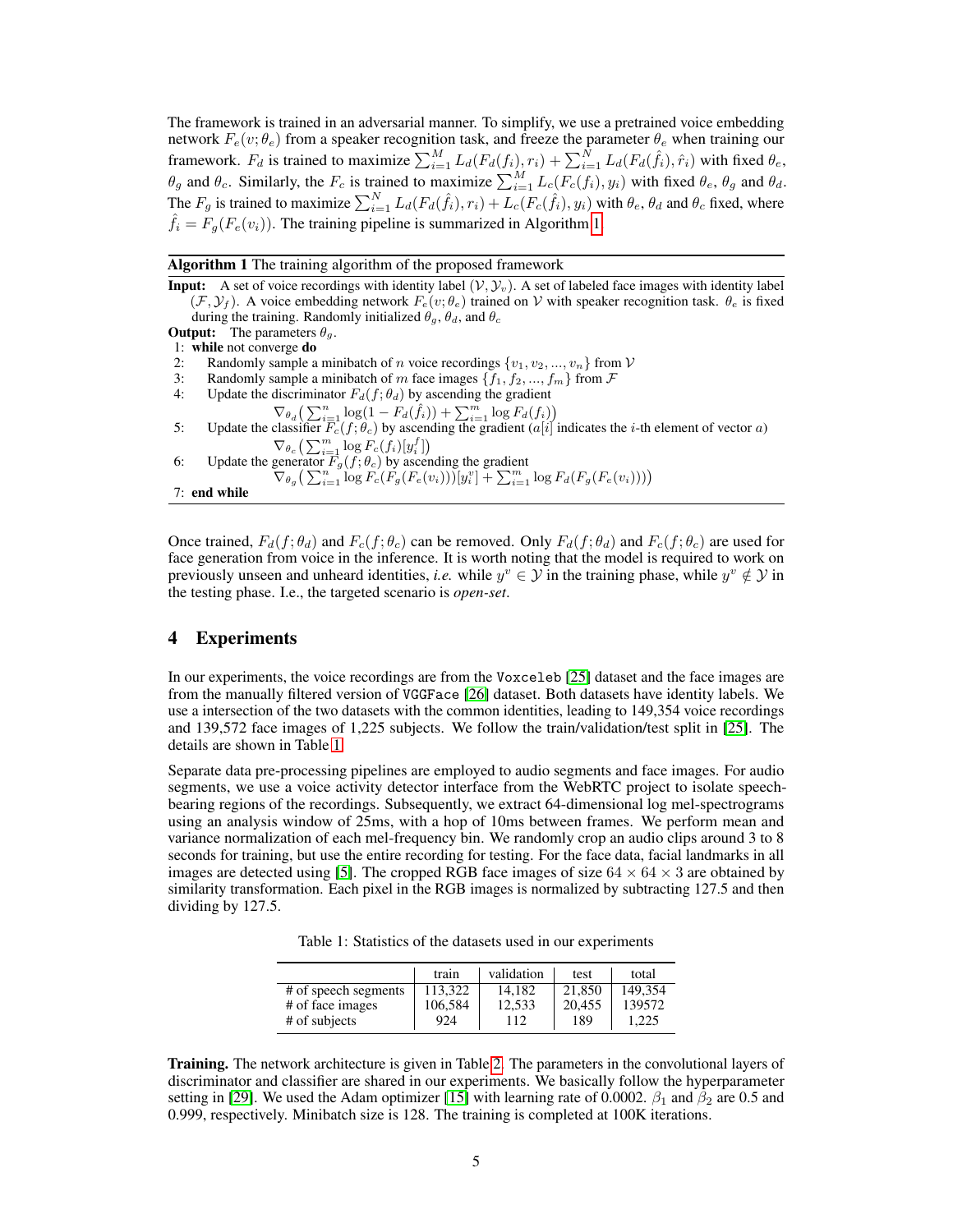The framework is trained in an adversarial manner. To simplify, we use a pretrained voice embedding network $F_e(v; \theta_e)$ from a speaker recognition task, and freeze the parameter $\theta_e$ when training our framework. $F_d$ is trained to maximize $\sum_{i=1}^{M} L_d(F_d(f_i), r_i) + \sum_{i=1}^{N} L_d(F_d(\hat{f}_i), \hat{r}_i)$ with fixed $\theta_e$, $\theta_g$ and $\theta_c$. Similarly, the $F_c$ is trained to maximize $\sum_{i=1}^{M} L_c(F_c(f_i), y_i)$ with fixed $\theta_e$, $\theta_g$ and $\theta_d$. The $F_g$ is trained to maximize $\sum_{i=1}^{N} L_d(F_d(\hat{f}_i), r_i) + L_c(F_c(\hat{f}_i), y_i)$ with $\theta_e$, $\theta_d$ and $\theta_c$ fixed, where $\hat{f}_i = F_g(F_e(v_i))$. The training pipeline is summarized in Algorithm 1.

**Algorithm 1** The training algorithm of the proposed framework

**Input:** A set of voice recordings with identity label $(\mathcal{V}, \mathcal{Y}_v)$. A set of labeled face images with identity label $(\mathcal{F}, \mathcal{Y}_f)$. A voice embedding network $F_e(v; \theta_e)$ trained on $\mathcal{V}$ with speaker recognition task. $\theta_e$ is fixed during the training. Randomly initialized $\theta_g$, $\theta_d$, and $\theta_c$

**Output:** The parameters $\theta_g$.

1: **while** not converge **do**
2: Randomly sample a minibatch of $n$ voice recordings $\{v_1, v_2, ..., v_n\}$ from $\mathcal{V}$
3: Randomly sample a minibatch of $m$ face images $\{f_1, f_2, ..., f_m\}$ from $\mathcal{F}$
4: Update the discriminator $F_d(f; \theta_d)$ by ascending the gradient
$$\nabla_{\theta_d}\big(\sum_{i=1}^{n} \log(1 - F_d(\hat{f}_i)) + \sum_{i=1}^{m} \log F_d(f_i)\big)$$
5: Update the classifier $F_c(f; \theta_c)$ by ascending the gradient ($a[i]$ indicates the $i$-th element of vector $a$)
$$\nabla_{\theta_c}\big(\sum_{i=1}^{m} \log F_c(f_i)[y_i^f]\big)$$
6: Update the generator $F_g(f; \theta_c)$ by ascending the gradient
$$\nabla_{\theta_g}\big(\sum_{i=1}^{n} \log F_c(F_g(F_e(v_i)))[y_i^v] + \sum_{i=1}^{m} \log F_d(F_g(F_e(v_i)))\big)$$
7: **end while**

Once trained, $F_d(f; \theta_d)$ and $F_c(f; \theta_c)$ can be removed. Only $F_d(f; \theta_d)$ and $F_c(f; \theta_c)$ are used for face generation from voice in the inference. It is worth noting that the model is required to work on previously unseen and unheard identities, *i.e.* while $y^v \in \mathcal{Y}$ in the training phase, while $y^v \notin \mathcal{Y}$ in the testing phase. I.e., the targeted scenario is *open-set*.

## 4 Experiments

In our experiments, the voice recordings are from the Voxceleb [25] dataset and the face images are from the manually filtered version of VGGFace [26] dataset. Both datasets have identity labels. We use a intersection of the two datasets with the common identities, leading to 149,354 voice recordings and 139,572 face images of 1,225 subjects. We follow the train/validation/test split in [25]. The details are shown in Table 1.

Separate data pre-processing pipelines are employed to audio segments and face images. For audio segments, we use a voice activity detector interface from the WebRTC project to isolate speech-bearing regions of the recordings. Subsequently, we extract 64-dimensional log mel-spectrograms using an analysis window of 25ms, with a hop of 10ms between frames. We perform mean and variance normalization of each mel-frequency bin. We randomly crop an audio clips around 3 to 8 seconds for training, but use the entire recording for testing. For the face data, facial landmarks in all images are detected using [5]. The cropped RGB face images of size $64 \times 64 \times 3$ are obtained by similarity transformation. Each pixel in the RGB images is normalized by subtracting 127.5 and then dividing by 127.5.

Table 1: Statistics of the datasets used in our experiments

| | train | validation | test | total |
|---|---|---|---|---|
| # of speech segments | 113,322 | 14,182 | 21,850 | 149,354 |
| # of face images | 106,584 | 12,533 | 20,455 | 139572 |
| # of subjects | 924 | 112 | 189 | 1,225 |

**Training.** The network architecture is given in Table 2. The parameters in the convolutional layers of discriminator and classifier are shared in our experiments. We basically follow the hyperparameter setting in [29]. We used the Adam optimizer [15] with learning rate of 0.0002. $\beta_1$ and $\beta_2$ are 0.5 and 0.999, respectively. Minibatch size is 128. The training is completed at 100K iterations.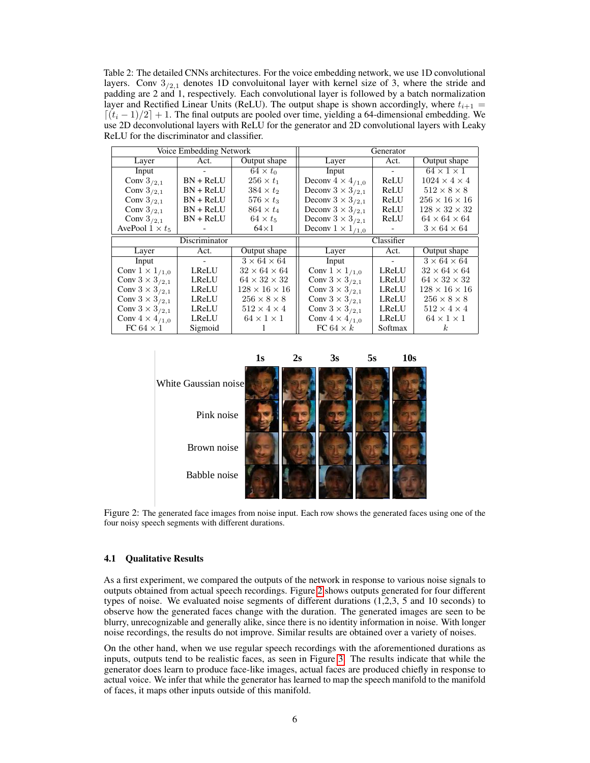Table 2: The detailed CNNs architectures. For the voice embedding network, we use 1D convolutional layers. Conv $3_{/2,1}$ denotes 1D convoluitonal layer with kernel size of 3, where the stride and padding are 2 and 1, respectively. Each convolutional layer is followed by a batch normalization layer and Rectified Linear Units (ReLU). The output shape is shown accordingly, where $t_{i+1} = \lceil (t_i - 1)/2 \rceil + 1$. The final outputs are pooled over time, yielding a 64-dimensional embedding. We use 2D deconvolutional layers with ReLU for the generator and 2D convolutional layers with Leaky ReLU for the discriminator and classifier.

| Voice Embedding Network | | | Generator | | |
|---|---|---|---|---|---|
| Layer | Act. | Output shape | Layer | Act. | Output shape |
| Input | - | $64 \times t_0$ | Input | - | $64 \times 1 \times 1$ |
| Conv $3_{/2,1}$ | BN + ReLU | $256 \times t_1$ | Deconv $4 \times 4_{/1,0}$ | ReLU | $1024 \times 4 \times 4$ |
| Conv $3_{/2,1}$ | BN + ReLU | $384 \times t_2$ | Deconv $3 \times 3_{/2,1}$ | ReLU | $512 \times 8 \times 8$ |
| Conv $3_{/2,1}$ | BN + ReLU | $576 \times t_3$ | Deconv $3 \times 3_{/2,1}$ | ReLU | $256 \times 16 \times 16$ |
| Conv $3_{/2,1}$ | BN + ReLU | $864 \times t_4$ | Deconv $3 \times 3_{/2,1}$ | ReLU | $128 \times 32 \times 32$ |
| Conv $3_{/2,1}$ | BN + ReLU | $64 \times t_5$ | Deconv $3 \times 3_{/2,1}$ | ReLU | $64 \times 64 \times 64$ |
| AvePool $1 \times t_5$ | - | $64 \times 1$ | Deconv $1 \times 1_{/1,0}$ | - | $3 \times 64 \times 64$ |
| **Discriminator** | | | **Classifier** | | |
| Layer | Act. | Output shape | Layer | Act. | Output shape |
| Input | - | $3 \times 64 \times 64$ | Input | - | $3 \times 64 \times 64$ |
| Conv $1 \times 1_{/1,0}$ | LReLU | $32 \times 64 \times 64$ | Conv $1 \times 1_{/1,0}$ | LReLU | $32 \times 64 \times 64$ |
| Conv $3 \times 3_{/2,1}$ | LReLU | $64 \times 32 \times 32$ | Conv $3 \times 3_{/2,1}$ | LReLU | $64 \times 32 \times 32$ |
| Conv $3 \times 3_{/2,1}$ | LReLU | $128 \times 16 \times 16$ | Conv $3 \times 3_{/2,1}$ | LReLU | $128 \times 16 \times 16$ |
| Conv $3 \times 3_{/2,1}$ | LReLU | $256 \times 8 \times 8$ | Conv $3 \times 3_{/2,1}$ | LReLU | $256 \times 8 \times 8$ |
| Conv $3 \times 3_{/2,1}$ | LReLU | $512 \times 4 \times 4$ | Conv $3 \times 3_{/2,1}$ | LReLU | $512 \times 4 \times 4$ |
| Conv $4 \times 4_{/1,0}$ | LReLU | $64 \times 1 \times 1$ | Conv $4 \times 4_{/1,0}$ | LReLU | $64 \times 1 \times 1$ |
| FC $64 \times 1$ | Sigmoid | 1 | FC $64 \times k$ | Softmax | $k$ |

Figure 2: The generated face images from noise input. Each row shows the generated faces using one of the four noisy speech segments with different durations.

### 4.1 Qualitative Results

As a first experiment, we compared the outputs of the network in response to various noise signals to outputs obtained from actual speech recordings. Figure 2 shows outputs generated for four different types of noise. We evaluated noise segments of different durations (1,2,3, 5 and 10 seconds) to observe how the generated faces change with the duration. The generated images are seen to be blurry, unrecognizable and generally alike, since there is no identity information in noise. With longer noise recordings, the results do not improve. Similar results are obtained over a variety of noises.

On the other hand, when we use regular speech recordings with the aforementioned durations as inputs, outputs tend to be realistic faces, as seen in Figure 3. The results indicate that while the generator does learn to produce face-like images, actual faces are produced chiefly in response to actual voice. We infer that while the generator has learned to map the speech manifold to the manifold of faces, it maps other inputs outside of this manifold.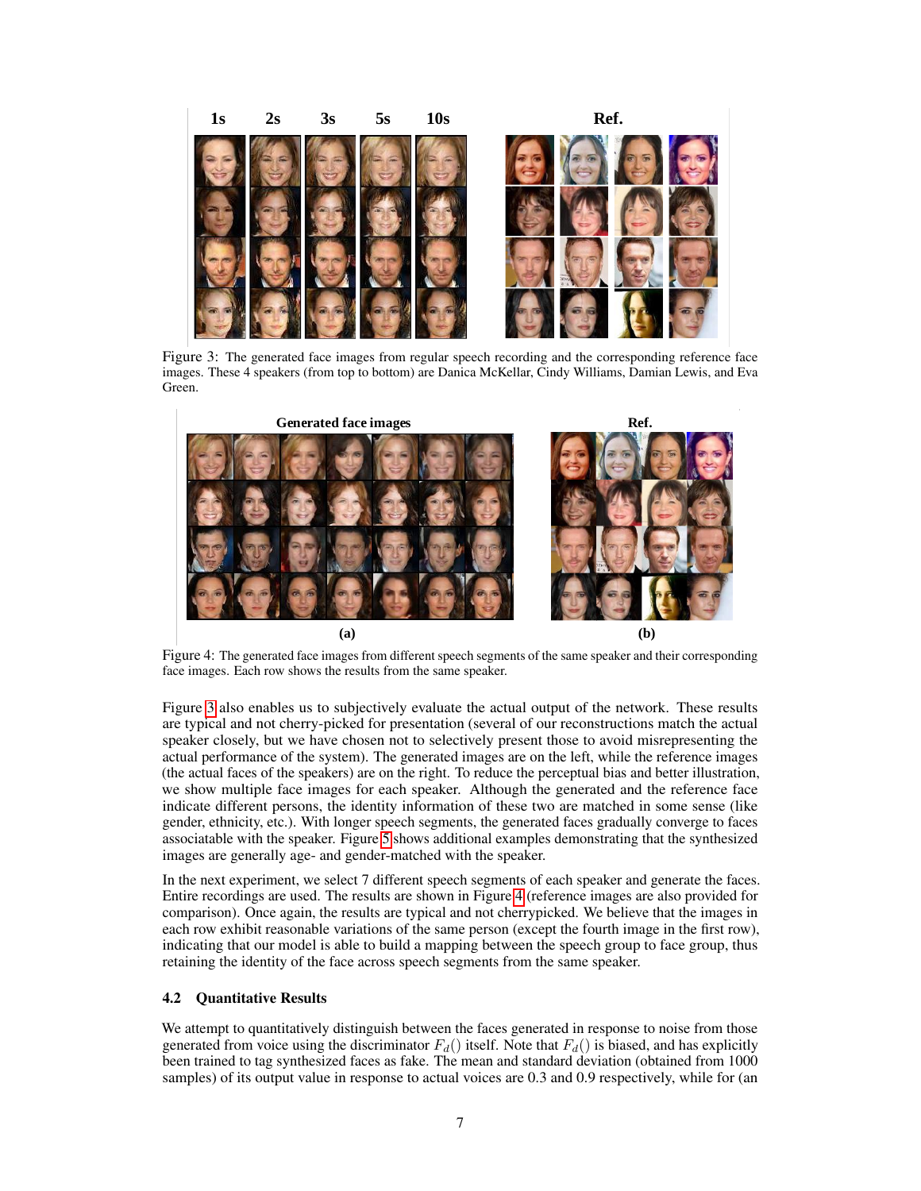Figure 3: The generated face images from regular speech recording and the corresponding reference face images. These 4 speakers (from top to bottom) are Danica McKellar, Cindy Williams, Damian Lewis, and Eva Green.

Figure 4: The generated face images from different speech segments of the same speaker and their corresponding face images. Each row shows the results from the same speaker.

Figure 3 also enables us to subjectively evaluate the actual output of the network. These results are typical and not cherry-picked for presentation (several of our reconstructions match the actual speaker closely, but we have chosen not to selectively present those to avoid misrepresenting the actual performance of the system). The generated images are on the left, while the reference images (the actual faces of the speakers) are on the right. To reduce the perceptual bias and better illustration, we show multiple face images for each speaker. Although the generated and the reference face indicate different persons, the identity information of these two are matched in some sense (like gender, ethnicity, etc.). With longer speech segments, the generated faces gradually converge to faces associatable with the speaker. Figure 5 shows additional examples demonstrating that the synthesized images are generally age- and gender-matched with the speaker.

In the next experiment, we select 7 different speech segments of each speaker and generate the faces. Entire recordings are used. The results are shown in Figure 4 (reference images are also provided for comparison). Once again, the results are typical and not cherrypicked. We believe that the images in each row exhibit reasonable variations of the same person (except the fourth image in the first row), indicating that our model is able to build a mapping between the speech group to face group, thus retaining the identity of the face across speech segments from the same speaker.

### 4.2 Quantitative Results

We attempt to quantitatively distinguish between the faces generated in response to noise from those generated from voice using the discriminator $F_d()$ itself. Note that $F_d()$ is biased, and has explicitly been trained to tag synthesized faces as fake. The mean and standard deviation (obtained from 1000 samples) of its output value in response to actual voices are 0.3 and 0.9 respectively, while for (an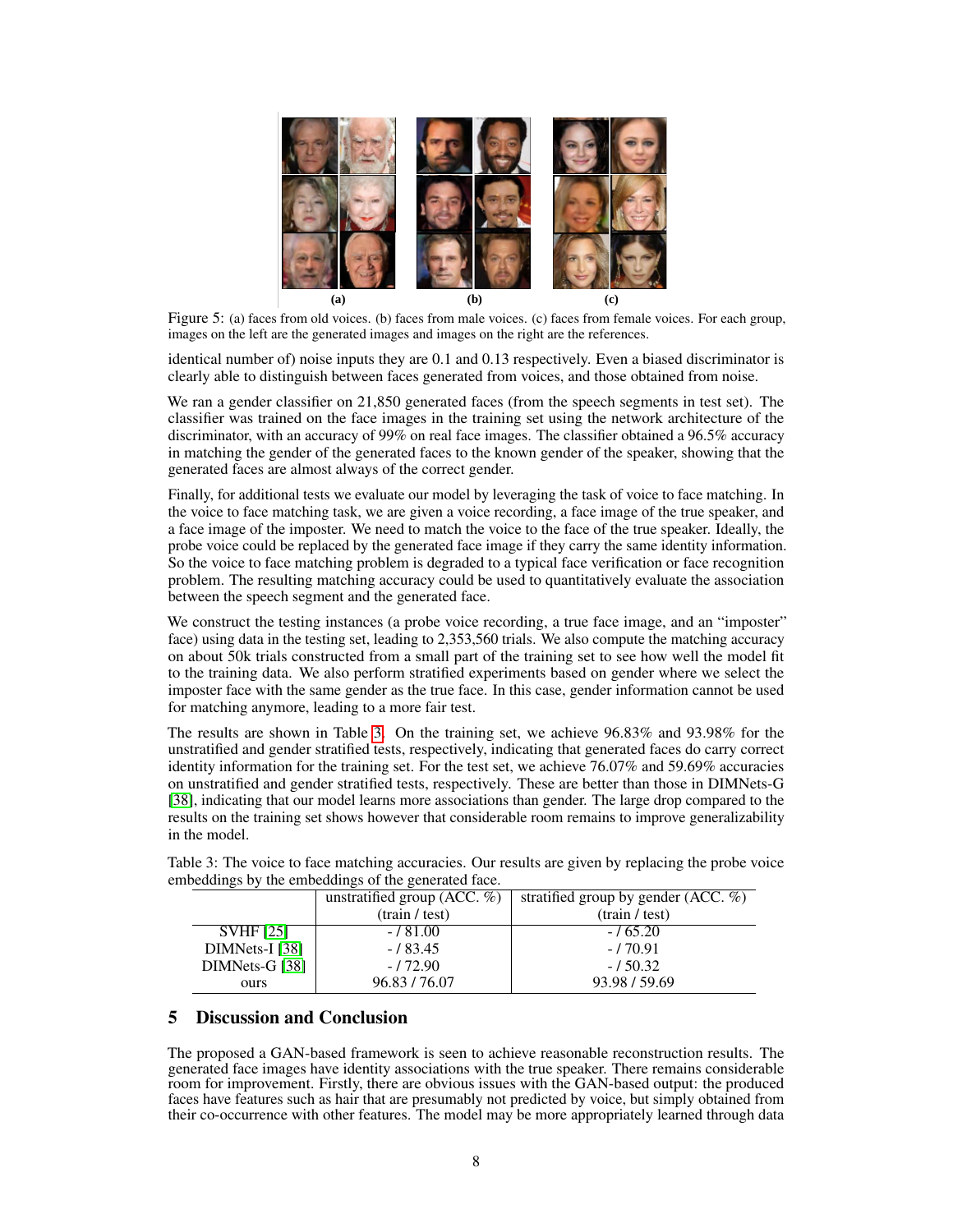Figure 5: (a) faces from old voices. (b) faces from male voices. (c) faces from female voices. For each group, images on the left are the generated images and images on the right are the references.

identical number of) noise inputs they are 0.1 and 0.13 respectively. Even a biased discriminator is clearly able to distinguish between faces generated from voices, and those obtained from noise.

We ran a gender classifier on 21,850 generated faces (from the speech segments in test set). The classifier was trained on the face images in the training set using the network architecture of the discriminator, with an accuracy of 99% on real face images. The classifier obtained a 96.5% accuracy in matching the gender of the generated faces to the known gender of the speaker, showing that the generated faces are almost always of the correct gender.

Finally, for additional tests we evaluate our model by leveraging the task of voice to face matching. In the voice to face matching task, we are given a voice recording, a face image of the true speaker, and a face image of the imposter. We need to match the voice to the face of the true speaker. Ideally, the probe voice could be replaced by the generated face image if they carry the same identity information. So the voice to face matching problem is degraded to a typical face verification or face recognition problem. The resulting matching accuracy could be used to quantitatively evaluate the association between the speech segment and the generated face.

We construct the testing instances (a probe voice recording, a true face image, and an "imposter" face) using data in the testing set, leading to 2,353,560 trials. We also compute the matching accuracy on about 50k trials constructed from a small part of the training set to see how well the model fit to the training data. We also perform stratified experiments based on gender where we select the imposter face with the same gender as the true face. In this case, gender information cannot be used for matching anymore, leading to a more fair test.

The results are shown in Table 3. On the training set, we achieve 96.83% and 93.98% for the unstratified and gender stratified tests, respectively, indicating that generated faces do carry correct identity information for the training set. For the test set, we achieve 76.07% and 59.69% accuracies on unstratified and gender stratified tests, respectively. These are better than those in DIMNets-G [38], indicating that our model learns more associations than gender. The large drop compared to the results on the training set shows however that considerable room remains to improve generalizability in the model.

Table 3: The voice to face matching accuracies. Our results are given by replacing the probe voice embeddings by the embeddings of the generated face.

| | unstratified group (ACC. %) (train / test) | stratified group by gender (ACC. %) (train / test) |
|---|---|---|
| SVHF [25] | - / 81.00 | - / 65.20 |
| DIMNets-I [38] | - / 83.45 | - / 70.91 |
| DIMNets-G [38] | - / 72.90 | - / 50.32 |
| ours | 96.83 / 76.07 | 93.98 / 59.69 |

## 5 Discussion and Conclusion

The proposed a GAN-based framework is seen to achieve reasonable reconstruction results. The generated face images have identity associations with the true speaker. There remains considerable room for improvement. Firstly, there are obvious issues with the GAN-based output: the produced faces have features such as hair that are presumably not predicted by voice, but simply obtained from their co-occurrence with other features. The model may be more appropriately learned through data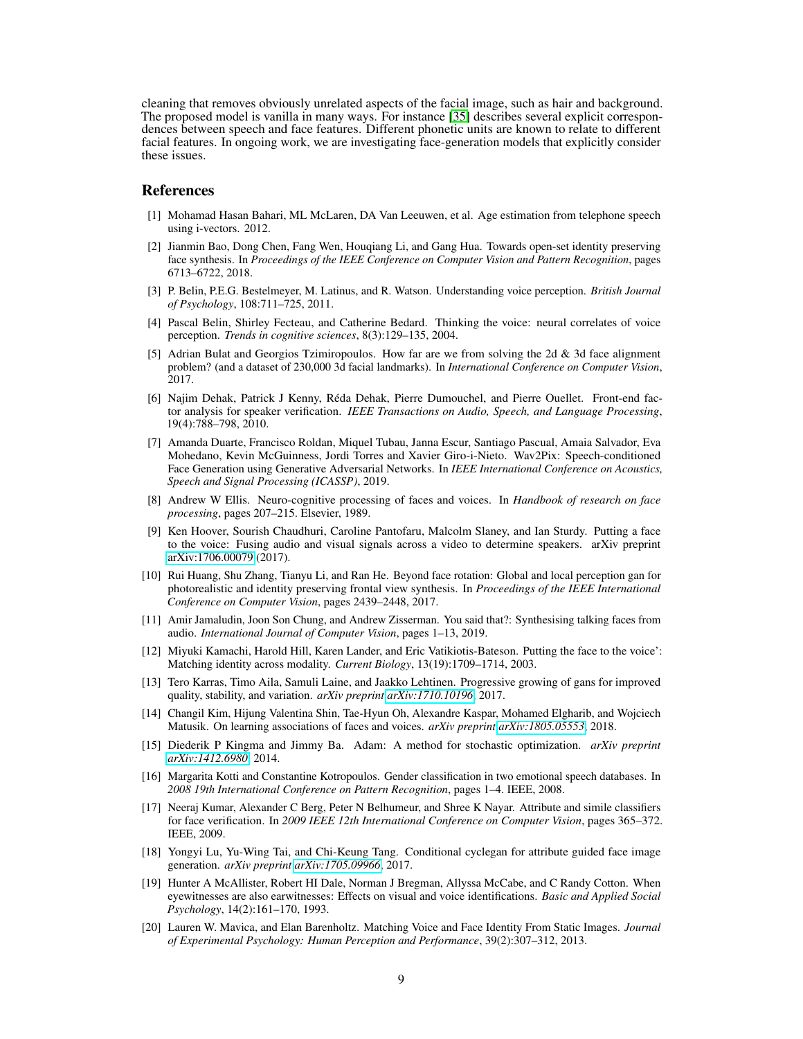cleaning that removes obviously unrelated aspects of the facial image, such as hair and background. The proposed model is vanilla in many ways. For instance [35] describes several explicit correspondences between speech and face features. Different phonetic units are known to relate to different facial features. In ongoing work, we are investigating face-generation models that explicitly consider these issues.

## References

[1] Mohamad Hasan Bahari, ML McLaren, DA Van Leeuwen, et al. Age estimation from telephone speech using i-vectors. 2012.

[2] Jianmin Bao, Dong Chen, Fang Wen, Houqiang Li, and Gang Hua. Towards open-set identity preserving face synthesis. In *Proceedings of the IEEE Conference on Computer Vision and Pattern Recognition*, pages 6713–6722, 2018.

[3] P. Belin, P.E.G. Bestelmeyer, M. Latinus, and R. Watson. Understanding voice perception. *British Journal of Psychology*, 108:711–725, 2011.

[4] Pascal Belin, Shirley Fecteau, and Catherine Bedard. Thinking the voice: neural correlates of voice perception. *Trends in cognitive sciences*, 8(3):129–135, 2004.

[5] Adrian Bulat and Georgios Tzimiropoulos. How far are we from solving the 2d & 3d face alignment problem? (and a dataset of 230,000 3d facial landmarks). In *International Conference on Computer Vision*, 2017.

[6] Najim Dehak, Patrick J Kenny, Réda Dehak, Pierre Dumouchel, and Pierre Ouellet. Front-end factor analysis for speaker verification. *IEEE Transactions on Audio, Speech, and Language Processing*, 19(4):788–798, 2010.

[7] Amanda Duarte, Francisco Roldan, Miquel Tubau, Janna Escur, Santiago Pascual, Amaia Salvador, Eva Mohedano, Kevin McGuinness, Jordi Torres and Xavier Giro-i-Nieto. Wav2Pix: Speech-conditioned Face Generation using Generative Adversarial Networks. In *IEEE International Conference on Acoustics, Speech and Signal Processing (ICASSP)*, 2019.

[8] Andrew W Ellis. Neuro-cognitive processing of faces and voices. In *Handbook of research on face processing*, pages 207–215. Elsevier, 1989.

[9] Ken Hoover, Sourish Chaudhuri, Caroline Pantofaru, Malcolm Slaney, and Ian Sturdy. Putting a face to the voice: Fusing audio and visual signals across a video to determine speakers. arXiv preprint arXiv:1706.00079 (2017).

[10] Rui Huang, Shu Zhang, Tianyu Li, and Ran He. Beyond face rotation: Global and local perception gan for photorealistic and identity preserving frontal view synthesis. In *Proceedings of the IEEE International Conference on Computer Vision*, pages 2439–2448, 2017.

[11] Amir Jamaludin, Joon Son Chung, and Andrew Zisserman. You said that?: Synthesising talking faces from audio. *International Journal of Computer Vision*, pages 1–13, 2019.

[12] Miyuki Kamachi, Harold Hill, Karen Lander, and Eric Vatikiotis-Bateson. Putting the face to the voice': Matching identity across modality. *Current Biology*, 13(19):1709–1714, 2003.

[13] Tero Karras, Timo Aila, Samuli Laine, and Jaakko Lehtinen. Progressive growing of gans for improved quality, stability, and variation. *arXiv preprint arXiv:1710.10196*, 2017.

[14] Changil Kim, Hijung Valentina Shin, Tae-Hyun Oh, Alexandre Kaspar, Mohamed Elgharib, and Wojciech Matusik. On learning associations of faces and voices. *arXiv preprint arXiv:1805.05553*, 2018.

[15] Diederik P Kingma and Jimmy Ba. Adam: A method for stochastic optimization. *arXiv preprint arXiv:1412.6980*, 2014.

[16] Margarita Kotti and Constantine Kotropoulos. Gender classification in two emotional speech databases. In *2008 19th International Conference on Pattern Recognition*, pages 1–4. IEEE, 2008.

[17] Neeraj Kumar, Alexander C Berg, Peter N Belhumeur, and Shree K Nayar. Attribute and simile classifiers for face verification. In *2009 IEEE 12th International Conference on Computer Vision*, pages 365–372. IEEE, 2009.

[18] Yongyi Lu, Yu-Wing Tai, and Chi-Keung Tang. Conditional cyclegan for attribute guided face image generation. *arXiv preprint arXiv:1705.09966*, 2017.

[19] Hunter A McAllister, Robert HI Dale, Norman J Bregman, Allyssa McCabe, and C Randy Cotton. When eyewitnesses are also earwitnesses: Effects on visual and voice identifications. *Basic and Applied Social Psychology*, 14(2):161–170, 1993.

[20] Lauren W. Mavica, and Elan Barenholtz. Matching Voice and Face Identity From Static Images. *Journal of Experimental Psychology: Human Perception and Performance*, 39(2):307–312, 2013.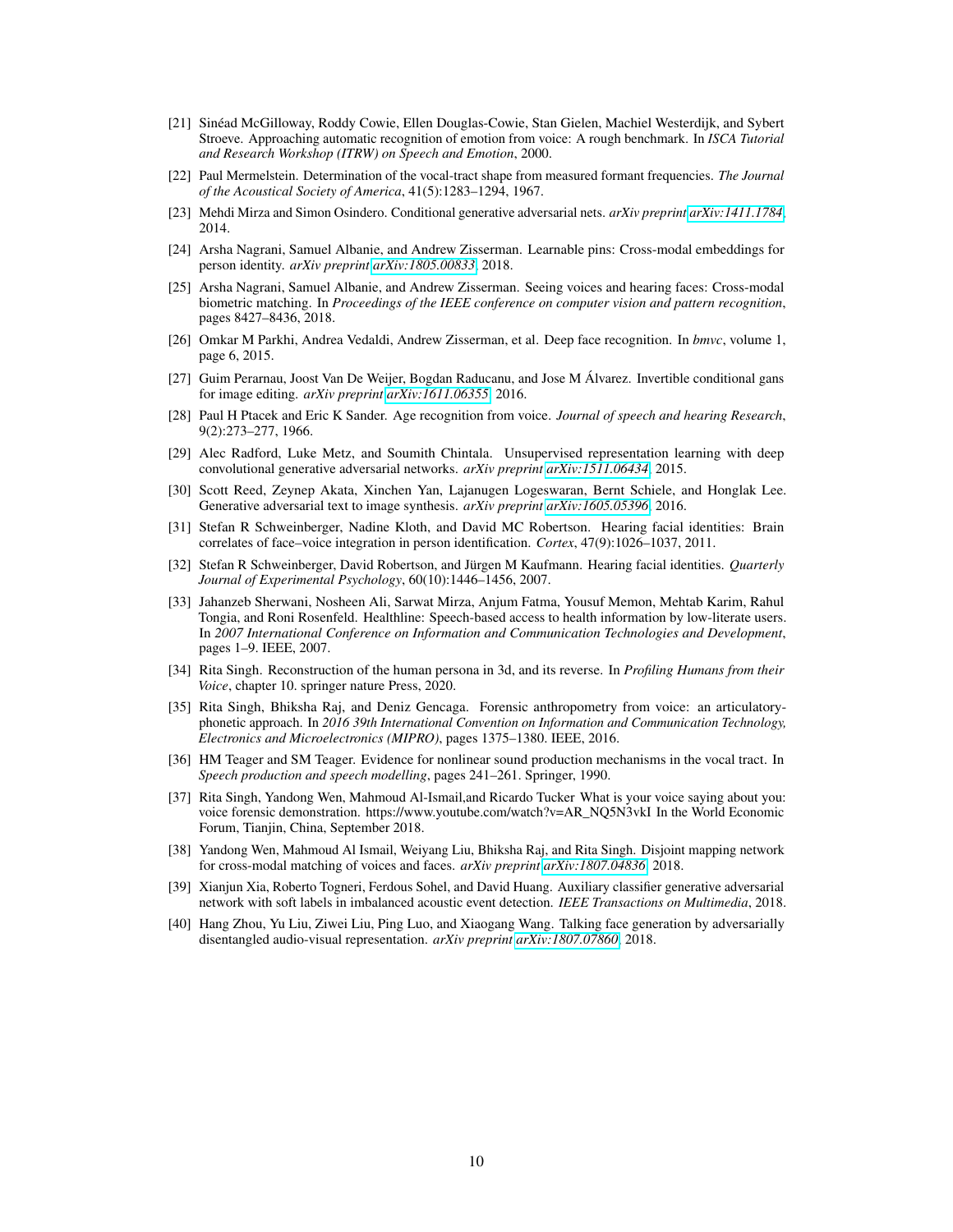[21] Sinéad McGilloway, Roddy Cowie, Ellen Douglas-Cowie, Stan Gielen, Machiel Westerdijk, and Sybert Stroeve. Approaching automatic recognition of emotion from voice: A rough benchmark. In *ISCA Tutorial and Research Workshop (ITRW) on Speech and Emotion*, 2000.

[22] Paul Mermelstein. Determination of the vocal-tract shape from measured formant frequencies. *The Journal of the Acoustical Society of America*, 41(5):1283–1294, 1967.

[23] Mehdi Mirza and Simon Osindero. Conditional generative adversarial nets. *arXiv preprint arXiv:1411.1784*, 2014.

[24] Arsha Nagrani, Samuel Albanie, and Andrew Zisserman. Learnable pins: Cross-modal embeddings for person identity. *arXiv preprint arXiv:1805.00833*, 2018.

[25] Arsha Nagrani, Samuel Albanie, and Andrew Zisserman. Seeing voices and hearing faces: Cross-modal biometric matching. In *Proceedings of the IEEE conference on computer vision and pattern recognition*, pages 8427–8436, 2018.

[26] Omkar M Parkhi, Andrea Vedaldi, Andrew Zisserman, et al. Deep face recognition. In *bmvc*, volume 1, page 6, 2015.

[27] Guim Perarnau, Joost Van De Weijer, Bogdan Raducanu, and Jose M Álvarez. Invertible conditional gans for image editing. *arXiv preprint arXiv:1611.06355*, 2016.

[28] Paul H Ptacek and Eric K Sander. Age recognition from voice. *Journal of speech and hearing Research*, 9(2):273–277, 1966.

[29] Alec Radford, Luke Metz, and Soumith Chintala. Unsupervised representation learning with deep convolutional generative adversarial networks. *arXiv preprint arXiv:1511.06434*, 2015.

[30] Scott Reed, Zeynep Akata, Xinchen Yan, Lajanugen Logeswaran, Bernt Schiele, and Honglak Lee. Generative adversarial text to image synthesis. *arXiv preprint arXiv:1605.05396*, 2016.

[31] Stefan R Schweinberger, Nadine Kloth, and David MC Robertson. Hearing facial identities: Brain correlates of face–voice integration in person identification. *Cortex*, 47(9):1026–1037, 2011.

[32] Stefan R Schweinberger, David Robertson, and Jürgen M Kaufmann. Hearing facial identities. *Quarterly Journal of Experimental Psychology*, 60(10):1446–1456, 2007.

[33] Jahanzeb Sherwani, Nosheen Ali, Sarwat Mirza, Anjum Fatma, Yousuf Memon, Mehtab Karim, Rahul Tongia, and Roni Rosenfeld. Healthline: Speech-based access to health information by low-literate users. In *2007 International Conference on Information and Communication Technologies and Development*, pages 1–9. IEEE, 2007.

[34] Rita Singh. Reconstruction of the human persona in 3d, and its reverse. In *Profiling Humans from their Voice*, chapter 10. springer nature Press, 2020.

[35] Rita Singh, Bhiksha Raj, and Deniz Gencaga. Forensic anthropometry from voice: an articulatory-phonetic approach. In *2016 39th International Convention on Information and Communication Technology, Electronics and Microelectronics (MIPRO)*, pages 1375–1380. IEEE, 2016.

[36] HM Teager and SM Teager. Evidence for nonlinear sound production mechanisms in the vocal tract. In *Speech production and speech modelling*, pages 241–261. Springer, 1990.

[37] Rita Singh, Yandong Wen, Mahmoud Al-Ismail,and Ricardo Tucker What is your voice saying about you: voice forensic demonstration. https://www.youtube.com/watch?v=AR_NQ5N3vkI In the World Economic Forum, Tianjin, China, September 2018.

[38] Yandong Wen, Mahmoud Al Ismail, Weiyang Liu, Bhiksha Raj, and Rita Singh. Disjoint mapping network for cross-modal matching of voices and faces. *arXiv preprint arXiv:1807.04836*, 2018.

[39] Xianjun Xia, Roberto Togneri, Ferdous Sohel, and David Huang. Auxiliary classifier generative adversarial network with soft labels in imbalanced acoustic event detection. *IEEE Transactions on Multimedia*, 2018.

[40] Hang Zhou, Yu Liu, Ziwei Liu, Ping Luo, and Xiaogang Wang. Talking face generation by adversarially disentangled audio-visual representation. *arXiv preprint arXiv:1807.07860*, 2018.